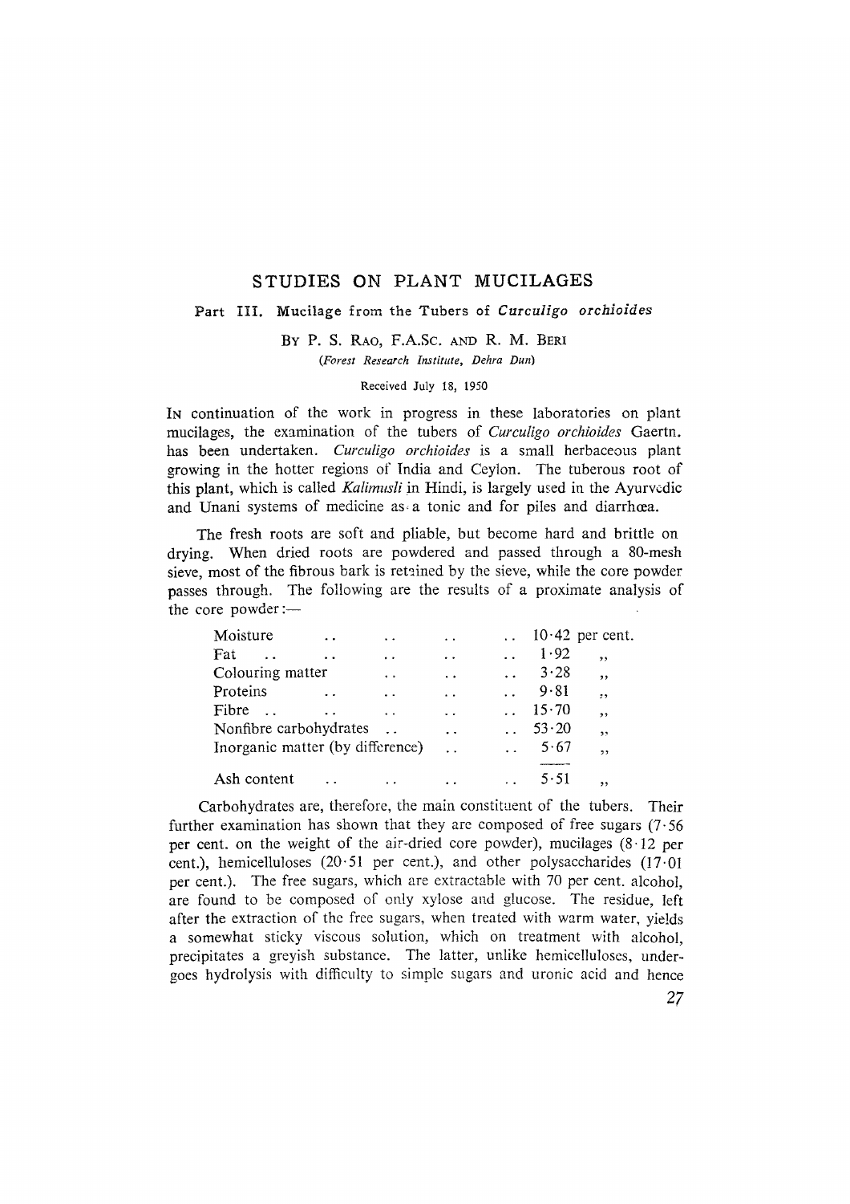# STUDIES ON PLANT MUCILAGES

## Part III. Mucilage from the Tubers of *Curculigo orchioides*

BY P. S. RAO, F.A.SC. AND R. M. BERI

*(Forest Research Institute, Dehra Dun)*

Received July 18, 1950

IN continuation of the work in progress in these laboratories on plant mucilages, the examination of the tubers of *Curculigo orchioides* Gaertn. has been undertaken. *Curculigo orchioides* is a small herbaceous plant growing in the hotter regions of India and Ceylon. The tuberous root of this plant, which is called *Kalimusli* in Hindi, is largely used in the Ayurvedic and Unani systems of medicine as a tonic and for piles and diarrhœa.

The fresh roots are soft and pliable, but become hard and brittle on drying. When dried roots are powdered and passed through a 80-mesh sieve, most of the fibrous bark is retained by the sieve, while the core powder passes through. The following are the results of a proximate analysis of the core powder:—

| | |
|---|---|
| Moisture | 10·42 per cent. |
| Fat | 1·92 ,, |
| Colouring matter | 3·28 ,, |
| Proteins | 9·81 ,, |
| Fibre | 15·70 ,, |
| Nonfibre carbohydrates | 53·20 ,, |
| Inorganic matter (by difference) | 5·67 ,, |
| Ash content | 5·51 ,, |

Carbohydrates are, therefore, the main constituent of the tubers. Their further examination has shown that they are composed of free sugars (7·56 per cent. on the weight of the air-dried core powder), mucilages (8·12 per cent.), hemicelluloses (20·51 per cent.), and other polysaccharides (17·01 per cent.). The free sugars, which are extractable with 70 per cent. alcohol, are found to be composed of only xylose and glucose. The residue, left after the extraction of the free sugars, when treated with warm water, yields a somewhat sticky viscous solution, which on treatment with alcohol, precipitates a greyish substance. The latter, unlike hemicelluloses, undergoes hydrolysis with difficulty to simple sugars and uronic acid and hence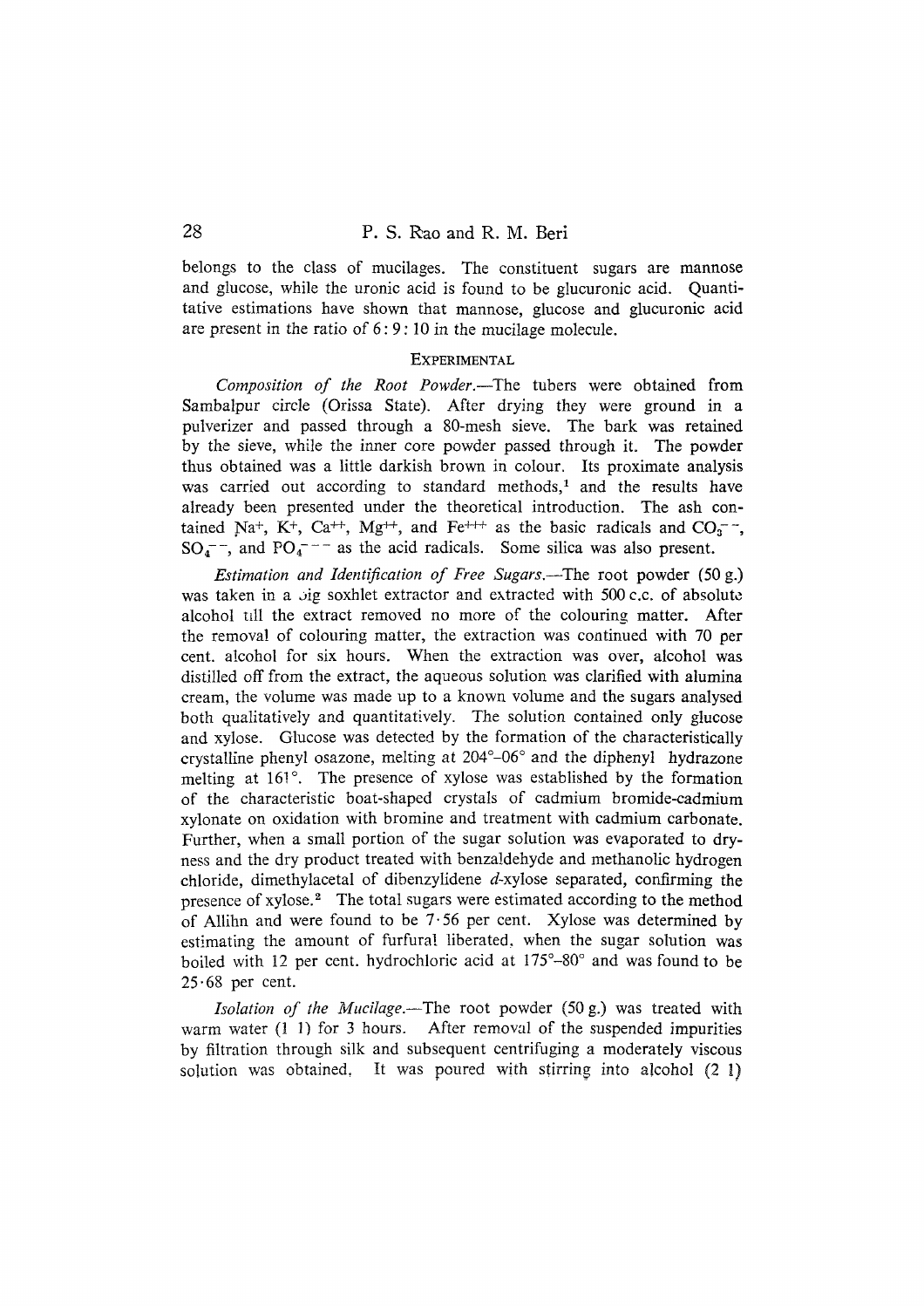belongs to the class of mucilages. The constituent sugars are mannose and glucose, while the uronic acid is found to be glucuronic acid. Quantitative estimations have shown that mannose, glucose and glucuronic acid are present in the ratio of 6 : 9 : 10 in the mucilage molecule.

## EXPERIMENTAL

*Composition of the Root Powder*.—The tubers were obtained from Sambalpur circle (Orissa State). After drying they were ground in a pulverizer and passed through a 80-mesh sieve. The bark was retained by the sieve, while the inner core powder passed through it. The powder thus obtained was a little darkish brown in colour. Its proximate analysis was carried out according to standard methods,[1] and the results have already been presented under the theoretical introduction. The ash contained $Na^{+}$, $K^{+}$, $Ca^{++}$, $Mg^{++}$, and $Fe^{+++}$ as the basic radicals and $CO_3^{--}$, $SO_4^{--}$, and $PO_4^{---}$ as the acid radicals. Some silica was also present.

*Estimation and Identification of Free Sugars*.—The root powder (50 g.) was taken in a big soxhlet extractor and extracted with 500 c.c. of absolute alcohol till the extract removed no more of the colouring matter. After the removal of colouring matter, the extraction was continued with 70 per cent. alcohol for six hours. When the extraction was over, alcohol was distilled off from the extract, the aqueous solution was clarified with alumina cream, the volume was made up to a known volume and the sugars analysed both qualitatively and quantitatively. The solution contained only glucose and xylose. Glucose was detected by the formation of the characteristically crystalline phenyl osazone, melting at 204°–06° and the diphenyl hydrazone melting at 161°. The presence of xylose was established by the formation of the characteristic boat-shaped crystals of cadmium bromide-cadmium xylonate on oxidation with bromine and treatment with cadmium carbonate. Further, when a small portion of the sugar solution was evaporated to dryness and the dry product treated with benzaldehyde and methanolic hydrogen chloride, dimethylacetal of dibenzylidene *d*-xylose separated, confirming the presence of xylose.[2] The total sugars were estimated according to the method of Allihn and were found to be 7·56 per cent. Xylose was determined by estimating the amount of furfural liberated, when the sugar solution was boiled with 12 per cent. hydrochloric acid at 175°–80° and was found to be 25·68 per cent.

*Isolation of the Mucilage*.—The root powder (50 g.) was treated with warm water (1 1) for 3 hours. After removal of the suspended impurities by filtration through silk and subsequent centrifuging a moderately viscous solution was obtained. It was poured with stirring into alcohol (2 1)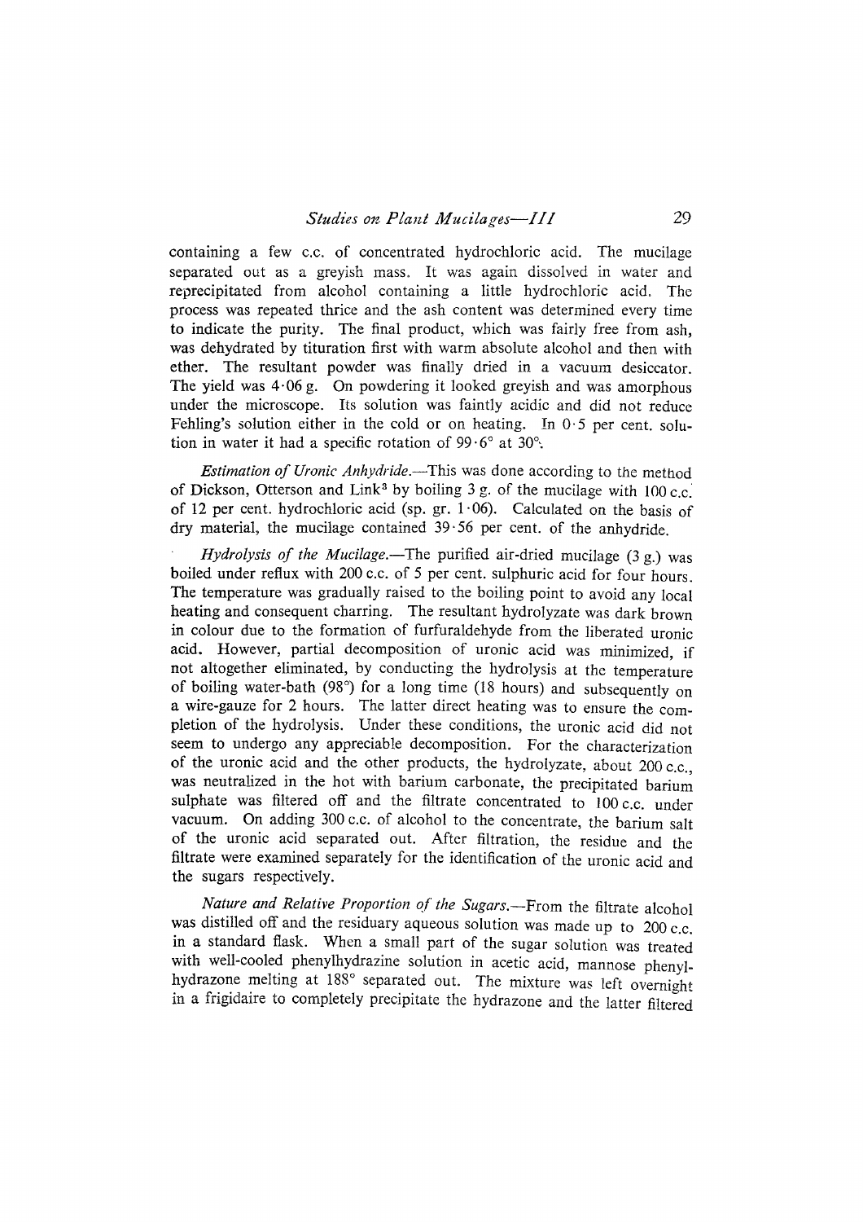containing a few c.c. of concentrated hydrochloric acid. The mucilage separated out as a greyish mass. It was again dissolved in water and reprecipitated from alcohol containing a little hydrochloric acid. The process was repeated thrice and the ash content was determined every time to indicate the purity. The final product, which was fairly free from ash, was dehydrated by tituration first with warm absolute alcohol and then with ether. The resultant powder was finally dried in a vacuum desiccator. The yield was 4·06 g. On powdering it looked greyish and was amorphous under the microscope. Its solution was faintly acidic and did not reduce Fehling's solution either in the cold or on heating. In 0·5 per cent. solution in water it had a specific rotation of 99·6° at 30°.

*Estimation of Uronic Anhydride.*—This was done according to the method of Dickson, Otterson and Link[3] by boiling 3 g. of the mucilage with 100 c.c. of 12 per cent. hydrochloric acid (sp. gr. 1·06). Calculated on the basis of dry material, the mucilage contained 39·56 per cent. of the anhydride.

*Hydrolysis of the Mucilage.*—The purified air-dried mucilage (3 g.) was boiled under reflux with 200 c.c. of 5 per cent. sulphuric acid for four hours. The temperature was gradually raised to the boiling point to avoid any local heating and consequent charring. The resultant hydrolyzate was dark brown in colour due to the formation of furfuraldehyde from the liberated uronic acid. However, partial decomposition of uronic acid was minimized, if not altogether eliminated, by conducting the hydrolysis at the temperature of boiling water-bath (98°) for a long time (18 hours) and subsequently on a wire-gauze for 2 hours. The latter direct heating was to ensure the completion of the hydrolysis. Under these conditions, the uronic acid did not seem to undergo any appreciable decomposition. For the characterization of the uronic acid and the other products, the hydrolyzate, about 200 c.c., was neutralized in the hot with barium carbonate, the precipitated barium sulphate was filtered off and the filtrate concentrated to 100 c.c. under vacuum. On adding 300 c.c. of alcohol to the concentrate, the barium salt of the uronic acid separated out. After filtration, the residue and the filtrate were examined separately for the identification of the uronic acid and the sugars respectively.

*Nature and Relative Proportion of the Sugars.*—From the filtrate alcohol was distilled off and the residuary aqueous solution was made up to 200 c.c. in a standard flask. When a small part of the sugar solution was treated with well-cooled phenylhydrazine solution in acetic acid, mannose phenylhydrazone melting at 188° separated out. The mixture was left overnight in a frigidaire to completely precipitate the hydrazone and the latter filtered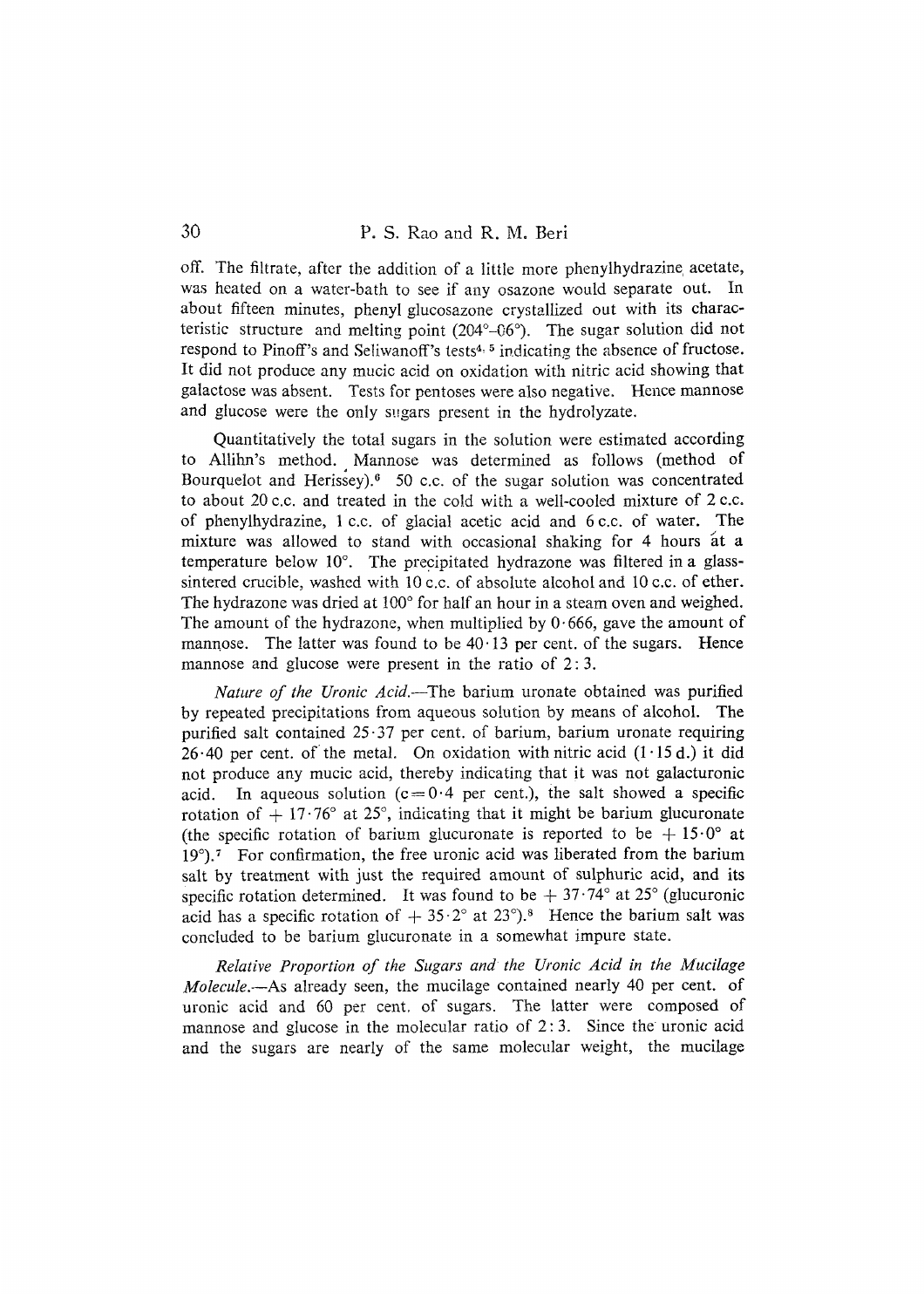off. The filtrate, after the addition of a little more phenylhydrazine acetate, was heated on a water-bath to see if any osazone would separate out. In about fifteen minutes, phenyl glucosazone crystallized out with its characteristic structure and melting point (204°–06°). The sugar solution did not respond to Pinoff's and Seliwanoff's tests[4, 5] indicating the absence of fructose. It did not produce any mucic acid on oxidation with nitric acid showing that galactose was absent. Tests for pentoses were also negative. Hence mannose and glucose were the only sugars present in the hydrolyzate.

Quantitatively the total sugars in the solution were estimated according to Allihn's method. Mannose was determined as follows (method of Bourquelot and Herissey).[6] 50 c.c. of the sugar solution was concentrated to about 20 c.c. and treated in the cold with a well-cooled mixture of 2 c.c. of phenylhydrazine, 1 c.c. of glacial acetic acid and 6 c.c. of water. The mixture was allowed to stand with occasional shaking for 4 hours at a temperature below 10°. The precipitated hydrazone was filtered in a glass-sintered crucible, washed with 10 c.c. of absolute alcohol and 10 c.c. of ether. The hydrazone was dried at 100° for half an hour in a steam oven and weighed. The amount of the hydrazone, when multiplied by 0·666, gave the amount of mannose. The latter was found to be 40·13 per cent. of the sugars. Hence mannose and glucose were present in the ratio of 2 : 3.

*Nature of the Uronic Acid.*—The barium uronate obtained was purified by repeated precipitations from aqueous solution by means of alcohol. The purified salt contained 25·37 per cent. of barium, barium uronate requiring 26·40 per cent. of the metal. On oxidation with nitric acid (1·15 d.) it did not produce any mucic acid, thereby indicating that it was not galacturonic acid. In aqueous solution ($c = 0{\cdot}4$ per cent.), the salt showed a specific rotation of + 17·76° at 25°, indicating that it might be barium glucuronate (the specific rotation of barium glucuronate is reported to be + 15·0° at 19°).[7] For confirmation, the free uronic acid was liberated from the barium salt by treatment with just the required amount of sulphuric acid, and its specific rotation determined. It was found to be + 37·74° at 25° (glucuronic acid has a specific rotation of + 35·2° at 23°).[8] Hence the barium salt was concluded to be barium glucuronate in a somewhat impure state.

*Relative Proportion of the Sugars and the Uronic Acid in the Mucilage Molecule.*—As already seen, the mucilage contained nearly 40 per cent. of uronic acid and 60 per cent. of sugars. The latter were composed of mannose and glucose in the molecular ratio of 2 : 3. Since the uronic acid and the sugars are nearly of the same molecular weight, the mucilage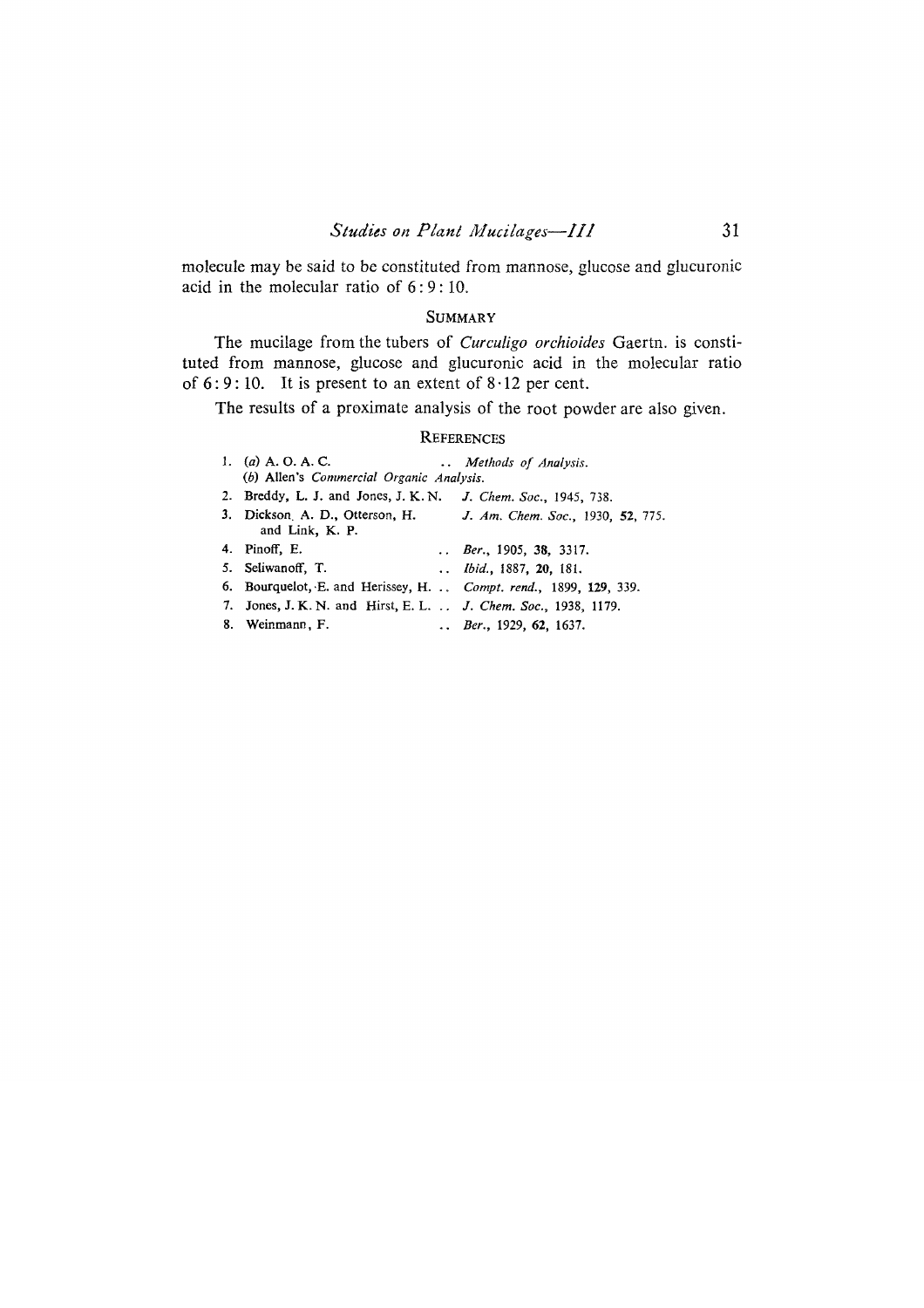molecule may be said to be constituted from mannose, glucose and glucuronic acid in the molecular ratio of 6 : 9 : 10.

## Summary

The mucilage from the tubers of *Curculigo orchioides* Gaertn. is constituted from mannose, glucose and glucuronic acid in the molecular ratio of 6 : 9 : 10. It is present to an extent of 8·12 per cent.

The results of a proximate analysis of the root powder are also given.

## References

1. (*a*) A. O. A. C. .. *Methods of Analysis.*
   (*b*) Allen's *Commercial Organic Analysis.*
2. Breddy, L. J. and Jones, J. K. N. *J. Chem. Soc.*, 1945, 738.
3. Dickson, A. D., Otterson, H. and Link, K. P. *J. Am. Chem. Soc.*, 1930, **52**, 775.
4. Pinoff, E. .. *Ber.*, 1905, **38**, 3317.
5. Seliwanoff, T. .. *Ibid.*, 1887, **20**, 181.
6. Bourquelot, E. and Herissey, H. .. *Compt. rend.*, 1899, **129**, 339.
7. Jones, J. K. N. and Hirst, E. L. .. *J. Chem. Soc.*, 1938, 1179.
8. Weinmann, F. .. *Ber.*, 1929, **62**, 1637.